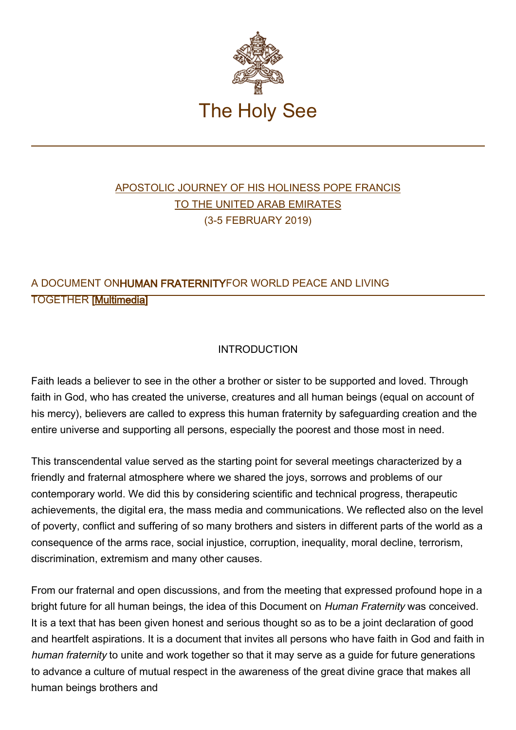# The Holy See

APOSTOLIC JOURNEY OF HIS HOLINESS POPE FRANCIS
TO THE UNITED ARAB EMIRATES
(3-5 FEBRUARY 2019)

## A DOCUMENT ON **HUMAN FRATERNITY** FOR WORLD PEACE AND LIVING TOGETHER [Multimedia]

### INTRODUCTION

Faith leads a believer to see in the other a brother or sister to be supported and loved. Through faith in God, who has created the universe, creatures and all human beings (equal on account of his mercy), believers are called to express this human fraternity by safeguarding creation and the entire universe and supporting all persons, especially the poorest and those most in need.

This transcendental value served as the starting point for several meetings characterized by a friendly and fraternal atmosphere where we shared the joys, sorrows and problems of our contemporary world. We did this by considering scientific and technical progress, therapeutic achievements, the digital era, the mass media and communications. We reflected also on the level of poverty, conflict and suffering of so many brothers and sisters in different parts of the world as a consequence of the arms race, social injustice, corruption, inequality, moral decline, terrorism, discrimination, extremism and many other causes.

From our fraternal and open discussions, and from the meeting that expressed profound hope in a bright future for all human beings, the idea of this Document on *Human Fraternity* was conceived. It is a text that has been given honest and serious thought so as to be a joint declaration of good and heartfelt aspirations. It is a document that invites all persons who have faith in God and faith in *human fraternity* to unite and work together so that it may serve as a guide for future generations to advance a culture of mutual respect in the awareness of the great divine grace that makes all human beings brothers and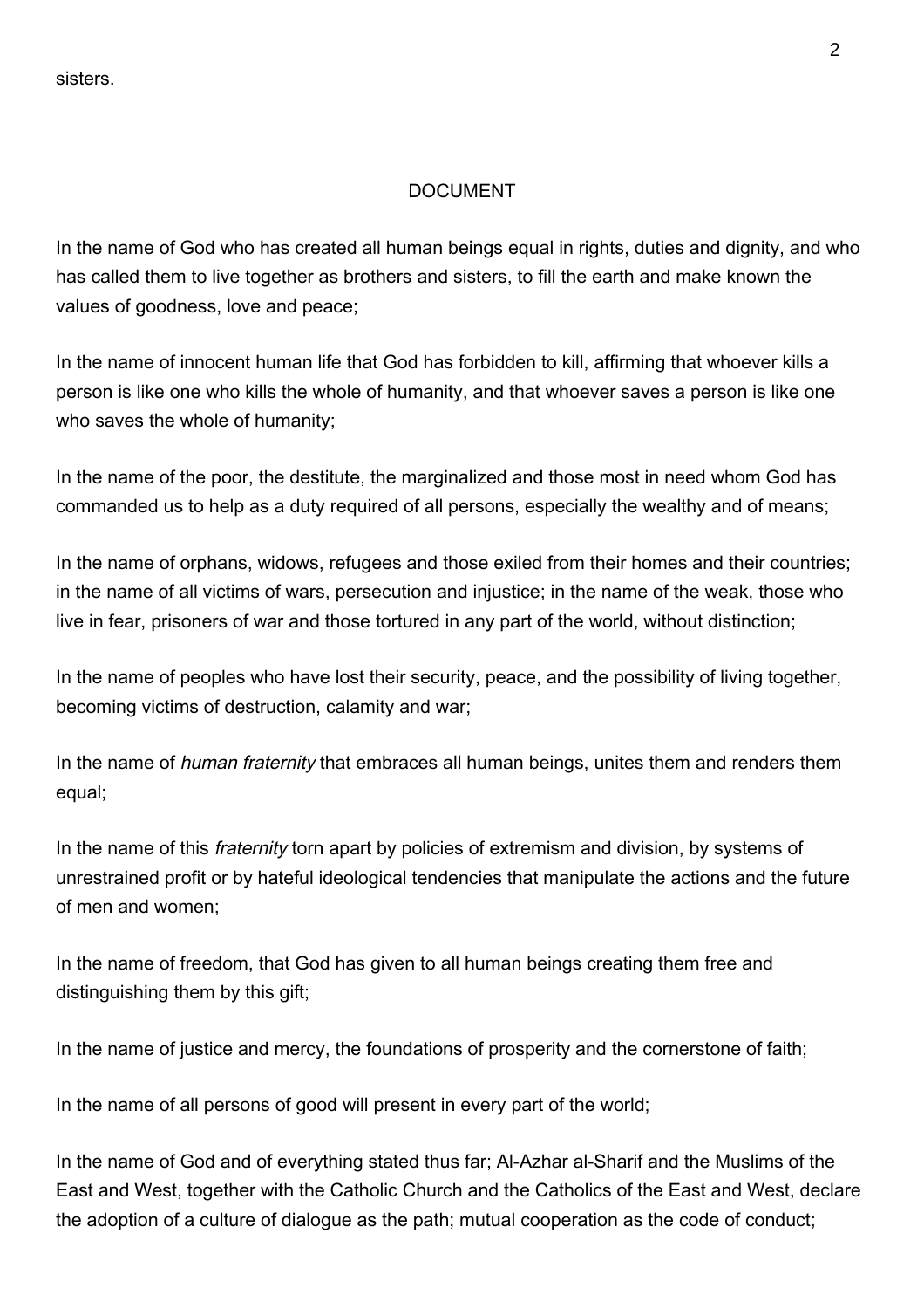sisters.

DOCUMENT

In the name of God who has created all human beings equal in rights, duties and dignity, and who has called them to live together as brothers and sisters, to fill the earth and make known the values of goodness, love and peace;

In the name of innocent human life that God has forbidden to kill, affirming that whoever kills a person is like one who kills the whole of humanity, and that whoever saves a person is like one who saves the whole of humanity;

In the name of the poor, the destitute, the marginalized and those most in need whom God has commanded us to help as a duty required of all persons, especially the wealthy and of means;

In the name of orphans, widows, refugees and those exiled from their homes and their countries; in the name of all victims of wars, persecution and injustice; in the name of the weak, those who live in fear, prisoners of war and those tortured in any part of the world, without distinction;

In the name of peoples who have lost their security, peace, and the possibility of living together, becoming victims of destruction, calamity and war;

In the name of *human fraternity* that embraces all human beings, unites them and renders them equal;

In the name of this *fraternity* torn apart by policies of extremism and division, by systems of unrestrained profit or by hateful ideological tendencies that manipulate the actions and the future of men and women;

In the name of freedom, that God has given to all human beings creating them free and distinguishing them by this gift;

In the name of justice and mercy, the foundations of prosperity and the cornerstone of faith;

In the name of all persons of good will present in every part of the world;

In the name of God and of everything stated thus far; Al-Azhar al-Sharif and the Muslims of the East and West, together with the Catholic Church and the Catholics of the East and West, declare the adoption of a culture of dialogue as the path; mutual cooperation as the code of conduct;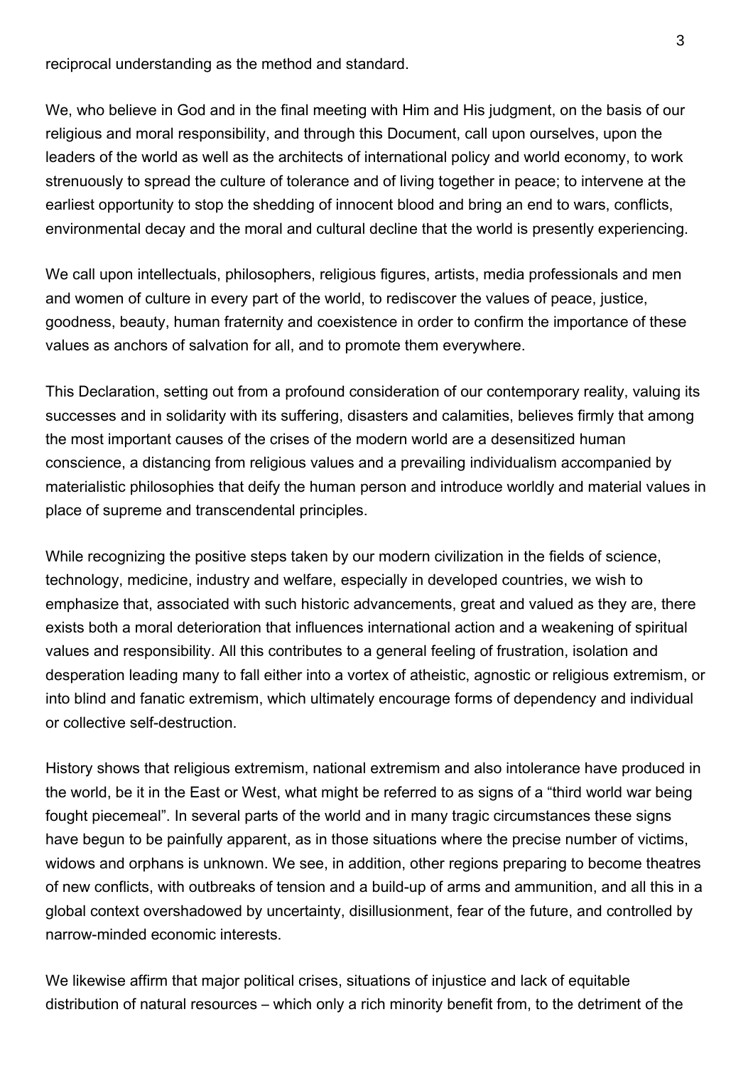reciprocal understanding as the method and standard.

We, who believe in God and in the final meeting with Him and His judgment, on the basis of our religious and moral responsibility, and through this Document, call upon ourselves, upon the leaders of the world as well as the architects of international policy and world economy, to work strenuously to spread the culture of tolerance and of living together in peace; to intervene at the earliest opportunity to stop the shedding of innocent blood and bring an end to wars, conflicts, environmental decay and the moral and cultural decline that the world is presently experiencing.

We call upon intellectuals, philosophers, religious figures, artists, media professionals and men and women of culture in every part of the world, to rediscover the values of peace, justice, goodness, beauty, human fraternity and coexistence in order to confirm the importance of these values as anchors of salvation for all, and to promote them everywhere.

This Declaration, setting out from a profound consideration of our contemporary reality, valuing its successes and in solidarity with its suffering, disasters and calamities, believes firmly that among the most important causes of the crises of the modern world are a desensitized human conscience, a distancing from religious values and a prevailing individualism accompanied by materialistic philosophies that deify the human person and introduce worldly and material values in place of supreme and transcendental principles.

While recognizing the positive steps taken by our modern civilization in the fields of science, technology, medicine, industry and welfare, especially in developed countries, we wish to emphasize that, associated with such historic advancements, great and valued as they are, there exists both a moral deterioration that influences international action and a weakening of spiritual values and responsibility. All this contributes to a general feeling of frustration, isolation and desperation leading many to fall either into a vortex of atheistic, agnostic or religious extremism, or into blind and fanatic extremism, which ultimately encourage forms of dependency and individual or collective self-destruction.

History shows that religious extremism, national extremism and also intolerance have produced in the world, be it in the East or West, what might be referred to as signs of a "third world war being fought piecemeal". In several parts of the world and in many tragic circumstances these signs have begun to be painfully apparent, as in those situations where the precise number of victims, widows and orphans is unknown. We see, in addition, other regions preparing to become theatres of new conflicts, with outbreaks of tension and a build-up of arms and ammunition, and all this in a global context overshadowed by uncertainty, disillusionment, fear of the future, and controlled by narrow-minded economic interests.

We likewise affirm that major political crises, situations of injustice and lack of equitable distribution of natural resources – which only a rich minority benefit from, to the detriment of the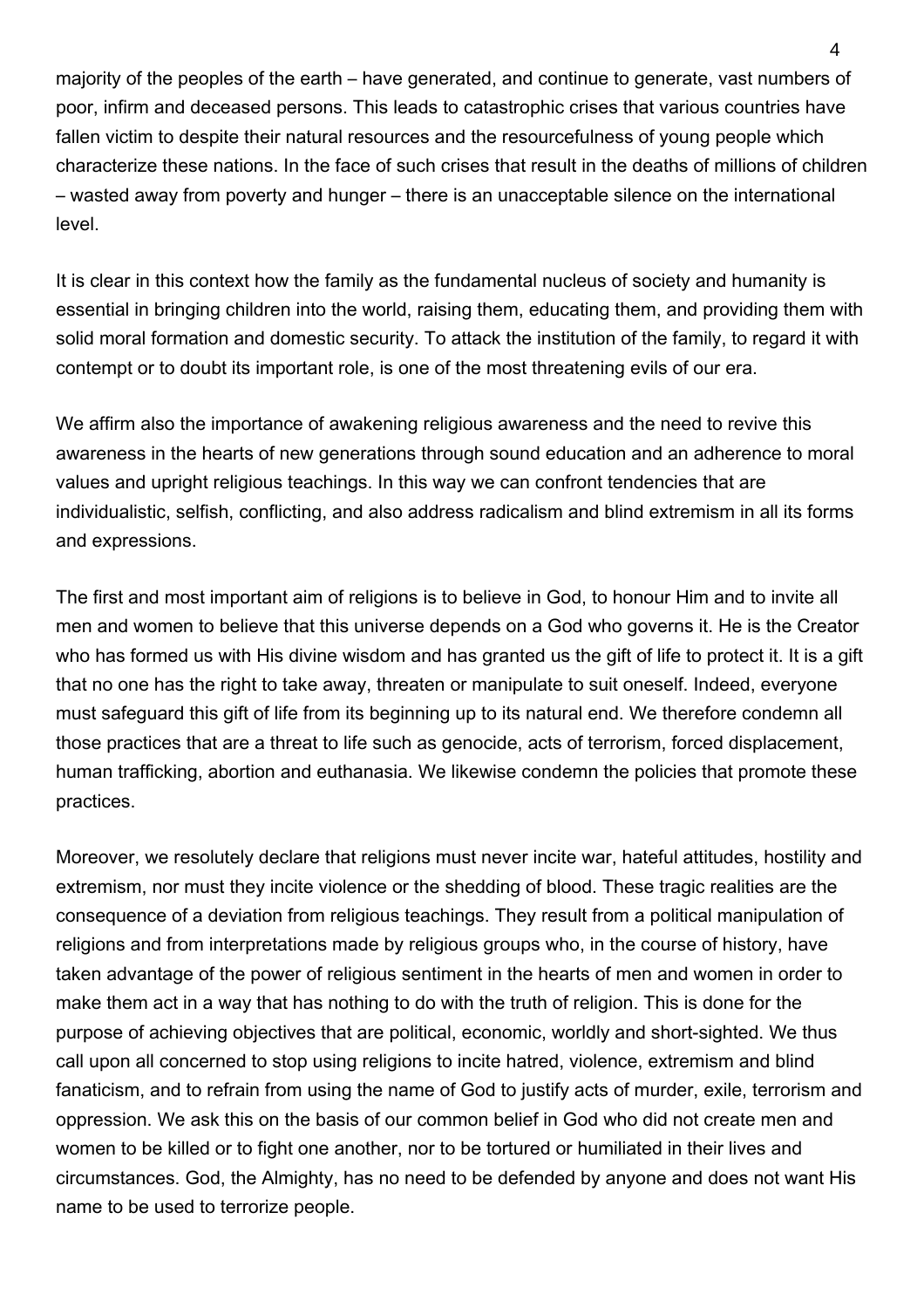majority of the peoples of the earth – have generated, and continue to generate, vast numbers of poor, infirm and deceased persons. This leads to catastrophic crises that various countries have fallen victim to despite their natural resources and the resourcefulness of young people which characterize these nations. In the face of such crises that result in the deaths of millions of children – wasted away from poverty and hunger – there is an unacceptable silence on the international level.

It is clear in this context how the family as the fundamental nucleus of society and humanity is essential in bringing children into the world, raising them, educating them, and providing them with solid moral formation and domestic security. To attack the institution of the family, to regard it with contempt or to doubt its important role, is one of the most threatening evils of our era.

We affirm also the importance of awakening religious awareness and the need to revive this awareness in the hearts of new generations through sound education and an adherence to moral values and upright religious teachings. In this way we can confront tendencies that are individualistic, selfish, conflicting, and also address radicalism and blind extremism in all its forms and expressions.

The first and most important aim of religions is to believe in God, to honour Him and to invite all men and women to believe that this universe depends on a God who governs it. He is the Creator who has formed us with His divine wisdom and has granted us the gift of life to protect it. It is a gift that no one has the right to take away, threaten or manipulate to suit oneself. Indeed, everyone must safeguard this gift of life from its beginning up to its natural end. We therefore condemn all those practices that are a threat to life such as genocide, acts of terrorism, forced displacement, human trafficking, abortion and euthanasia. We likewise condemn the policies that promote these practices.

Moreover, we resolutely declare that religions must never incite war, hateful attitudes, hostility and extremism, nor must they incite violence or the shedding of blood. These tragic realities are the consequence of a deviation from religious teachings. They result from a political manipulation of religions and from interpretations made by religious groups who, in the course of history, have taken advantage of the power of religious sentiment in the hearts of men and women in order to make them act in a way that has nothing to do with the truth of religion. This is done for the purpose of achieving objectives that are political, economic, worldly and short-sighted. We thus call upon all concerned to stop using religions to incite hatred, violence, extremism and blind fanaticism, and to refrain from using the name of God to justify acts of murder, exile, terrorism and oppression. We ask this on the basis of our common belief in God who did not create men and women to be killed or to fight one another, nor to be tortured or humiliated in their lives and circumstances. God, the Almighty, has no need to be defended by anyone and does not want His name to be used to terrorize people.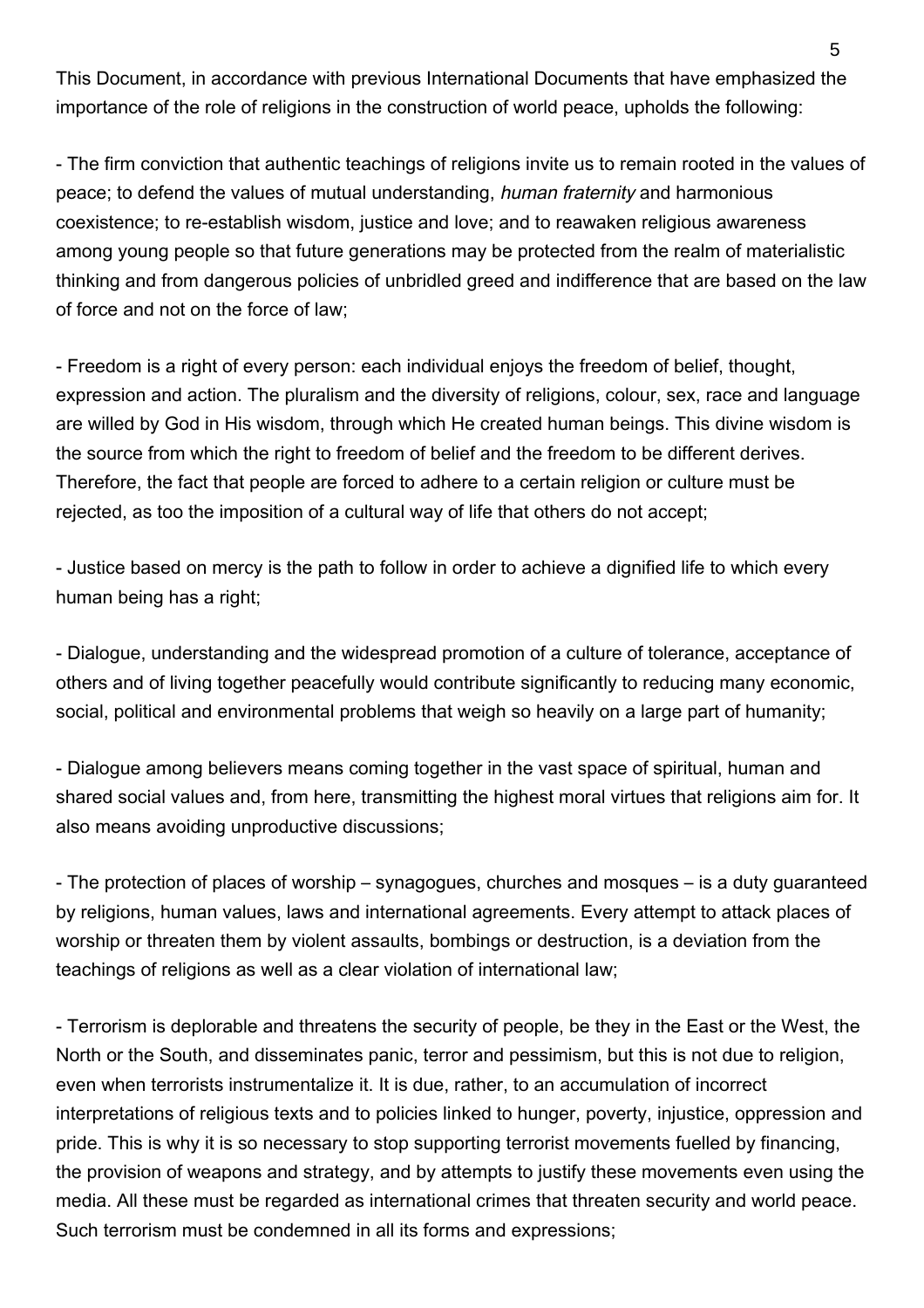This Document, in accordance with previous International Documents that have emphasized the importance of the role of religions in the construction of world peace, upholds the following:

- The firm conviction that authentic teachings of religions invite us to remain rooted in the values of peace; to defend the values of mutual understanding, *human fraternity* and harmonious coexistence; to re-establish wisdom, justice and love; and to reawaken religious awareness among young people so that future generations may be protected from the realm of materialistic thinking and from dangerous policies of unbridled greed and indifference that are based on the law of force and not on the force of law;

- Freedom is a right of every person: each individual enjoys the freedom of belief, thought, expression and action. The pluralism and the diversity of religions, colour, sex, race and language are willed by God in His wisdom, through which He created human beings. This divine wisdom is the source from which the right to freedom of belief and the freedom to be different derives. Therefore, the fact that people are forced to adhere to a certain religion or culture must be rejected, as too the imposition of a cultural way of life that others do not accept;

- Justice based on mercy is the path to follow in order to achieve a dignified life to which every human being has a right;

- Dialogue, understanding and the widespread promotion of a culture of tolerance, acceptance of others and of living together peacefully would contribute significantly to reducing many economic, social, political and environmental problems that weigh so heavily on a large part of humanity;

- Dialogue among believers means coming together in the vast space of spiritual, human and shared social values and, from here, transmitting the highest moral virtues that religions aim for. It also means avoiding unproductive discussions;

- The protection of places of worship – synagogues, churches and mosques – is a duty guaranteed by religions, human values, laws and international agreements. Every attempt to attack places of worship or threaten them by violent assaults, bombings or destruction, is a deviation from the teachings of religions as well as a clear violation of international law;

- Terrorism is deplorable and threatens the security of people, be they in the East or the West, the North or the South, and disseminates panic, terror and pessimism, but this is not due to religion, even when terrorists instrumentalize it. It is due, rather, to an accumulation of incorrect interpretations of religious texts and to policies linked to hunger, poverty, injustice, oppression and pride. This is why it is so necessary to stop supporting terrorist movements fuelled by financing, the provision of weapons and strategy, and by attempts to justify these movements even using the media. All these must be regarded as international crimes that threaten security and world peace. Such terrorism must be condemned in all its forms and expressions;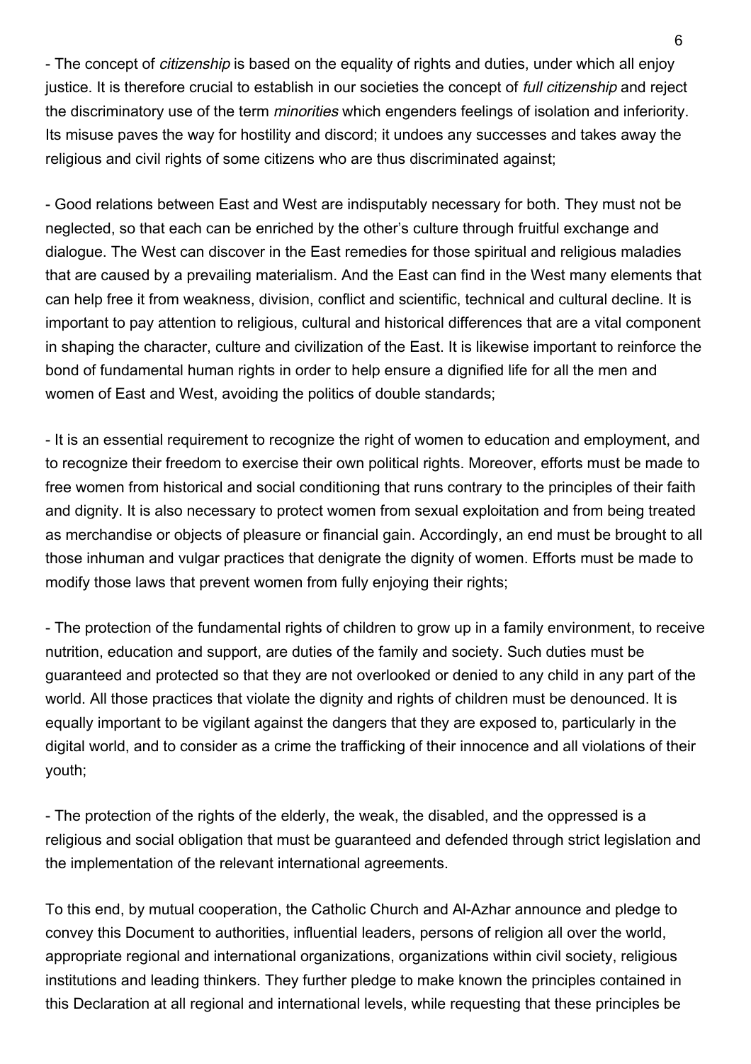- The concept of *citizenship* is based on the equality of rights and duties, under which all enjoy justice. It is therefore crucial to establish in our societies the concept of *full citizenship* and reject the discriminatory use of the term *minorities* which engenders feelings of isolation and inferiority. Its misuse paves the way for hostility and discord; it undoes any successes and takes away the religious and civil rights of some citizens who are thus discriminated against;

- Good relations between East and West are indisputably necessary for both. They must not be neglected, so that each can be enriched by the other's culture through fruitful exchange and dialogue. The West can discover in the East remedies for those spiritual and religious maladies that are caused by a prevailing materialism. And the East can find in the West many elements that can help free it from weakness, division, conflict and scientific, technical and cultural decline. It is important to pay attention to religious, cultural and historical differences that are a vital component in shaping the character, culture and civilization of the East. It is likewise important to reinforce the bond of fundamental human rights in order to help ensure a dignified life for all the men and women of East and West, avoiding the politics of double standards;

- It is an essential requirement to recognize the right of women to education and employment, and to recognize their freedom to exercise their own political rights. Moreover, efforts must be made to free women from historical and social conditioning that runs contrary to the principles of their faith and dignity. It is also necessary to protect women from sexual exploitation and from being treated as merchandise or objects of pleasure or financial gain. Accordingly, an end must be brought to all those inhuman and vulgar practices that denigrate the dignity of women. Efforts must be made to modify those laws that prevent women from fully enjoying their rights;

- The protection of the fundamental rights of children to grow up in a family environment, to receive nutrition, education and support, are duties of the family and society. Such duties must be guaranteed and protected so that they are not overlooked or denied to any child in any part of the world. All those practices that violate the dignity and rights of children must be denounced. It is equally important to be vigilant against the dangers that they are exposed to, particularly in the digital world, and to consider as a crime the trafficking of their innocence and all violations of their youth;

- The protection of the rights of the elderly, the weak, the disabled, and the oppressed is a religious and social obligation that must be guaranteed and defended through strict legislation and the implementation of the relevant international agreements.

To this end, by mutual cooperation, the Catholic Church and Al-Azhar announce and pledge to convey this Document to authorities, influential leaders, persons of religion all over the world, appropriate regional and international organizations, organizations within civil society, religious institutions and leading thinkers. They further pledge to make known the principles contained in this Declaration at all regional and international levels, while requesting that these principles be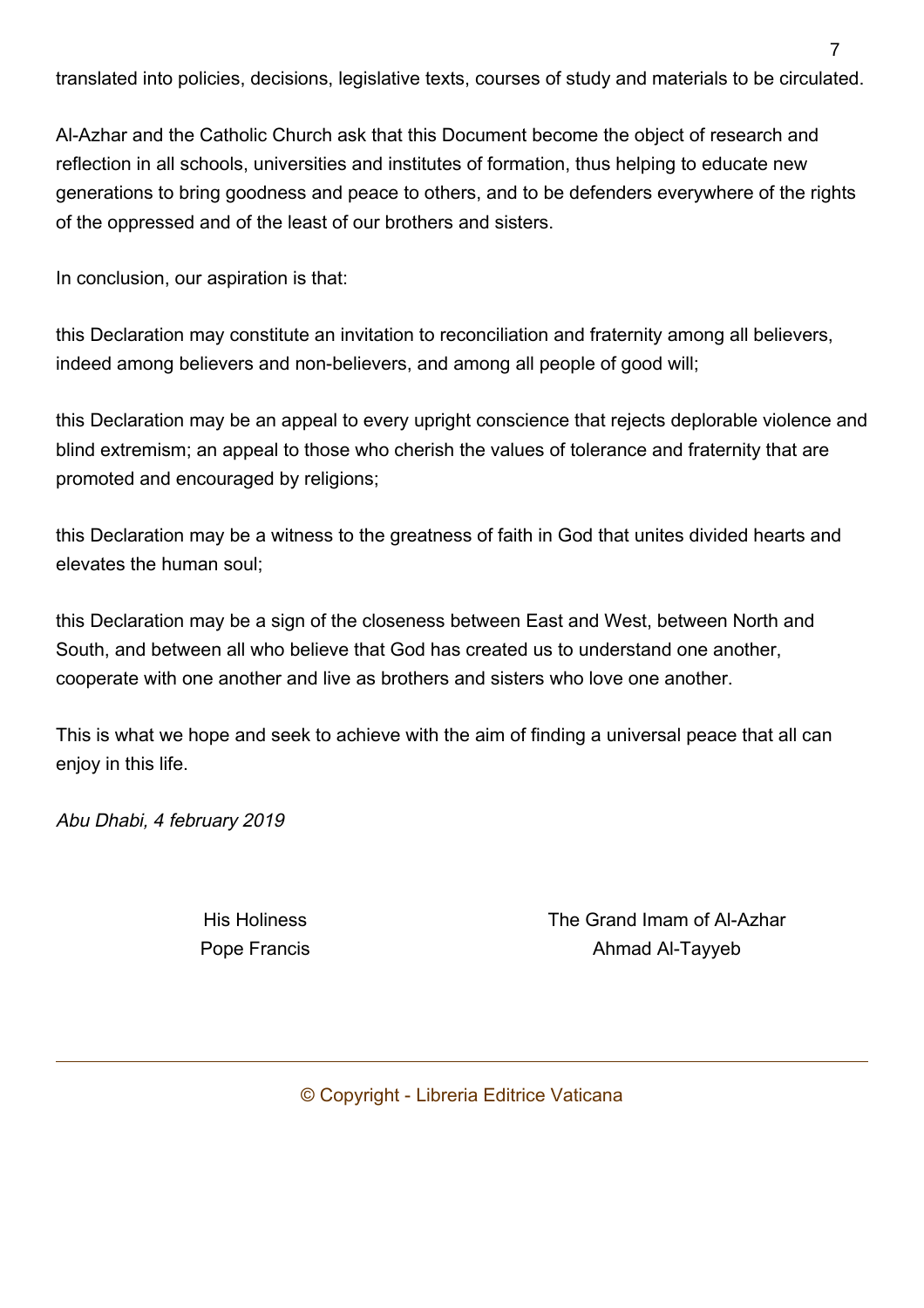translated into policies, decisions, legislative texts, courses of study and materials to be circulated.

Al-Azhar and the Catholic Church ask that this Document become the object of research and reflection in all schools, universities and institutes of formation, thus helping to educate new generations to bring goodness and peace to others, and to be defenders everywhere of the rights of the oppressed and of the least of our brothers and sisters.

In conclusion, our aspiration is that:

this Declaration may constitute an invitation to reconciliation and fraternity among all believers, indeed among believers and non-believers, and among all people of good will;

this Declaration may be an appeal to every upright conscience that rejects deplorable violence and blind extremism; an appeal to those who cherish the values of tolerance and fraternity that are promoted and encouraged by religions;

this Declaration may be a witness to the greatness of faith in God that unites divided hearts and elevates the human soul;

this Declaration may be a sign of the closeness between East and West, between North and South, and between all who believe that God has created us to understand one another, cooperate with one another and live as brothers and sisters who love one another.

This is what we hope and seek to achieve with the aim of finding a universal peace that all can enjoy in this life.

*Abu Dhabi, 4 february 2019*

His Holiness
Pope Francis

The Grand Imam of Al-Azhar
Ahmad Al-Tayyeb

---

© Copyright - Libreria Editrice Vaticana